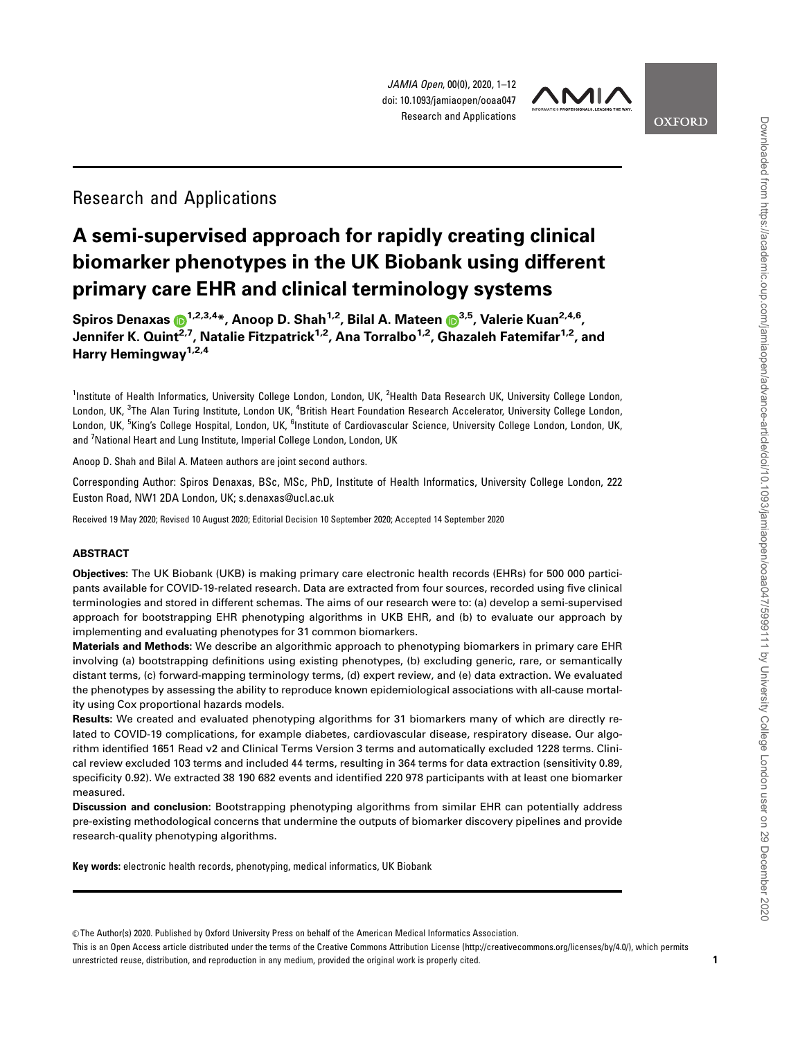Research and Applications

# A semi-supervised approach for rapidly creating clinical biomarker phenotypes in the UK Biobank using different primary care EHR and clinical terminology systems

**Spiros Denaxas [1,2,3,4]*, Anoop D. Shah [1,2], Bilal A. Mateen [3,5], Valerie Kuan [2,4,6], Jennifer K. Quint [2,7], Natalie Fitzpatrick [1,2], Ana Torralbo [1,2], Ghazaleh Fatemifar [1,2], and Harry Hemingway [1,2,4]**

[1]Institute of Health Informatics, University College London, London, UK, [2]Health Data Research UK, University College London, London, UK, [3]The Alan Turing Institute, London UK, [4]British Heart Foundation Research Accelerator, University College London, London, UK, [5]King's College Hospital, London, UK, [6]Institute of Cardiovascular Science, University College London, London, UK, and [7]National Heart and Lung Institute, Imperial College London, London, UK

Anoop D. Shah and Bilal A. Mateen authors are joint second authors.

Corresponding Author: Spiros Denaxas, BSc, MSc, PhD, Institute of Health Informatics, University College London, 222 Euston Road, NW1 2DA London, UK; s.denaxas@ucl.ac.uk

Received 19 May 2020; Revised 10 August 2020; Editorial Decision 10 September 2020; Accepted 14 September 2020

## ABSTRACT

**Objectives:** The UK Biobank (UKB) is making primary care electronic health records (EHRs) for 500 000 participants available for COVID-19-related research. Data are extracted from four sources, recorded using five clinical terminologies and stored in different schemas. The aims of our research were to: (a) develop a semi-supervised approach for bootstrapping EHR phenotyping algorithms in UKB EHR, and (b) to evaluate our approach by implementing and evaluating phenotypes for 31 common biomarkers.

**Materials and Methods:** We describe an algorithmic approach to phenotyping biomarkers in primary care EHR involving (a) bootstrapping definitions using existing phenotypes, (b) excluding generic, rare, or semantically distant terms, (c) forward-mapping terminology terms, (d) expert review, and (e) data extraction. We evaluated the phenotypes by assessing the ability to reproduce known epidemiological associations with all-cause mortality using Cox proportional hazards models.

**Results:** We created and evaluated phenotyping algorithms for 31 biomarkers many of which are directly related to COVID-19 complications, for example diabetes, cardiovascular disease, respiratory disease. Our algorithm identified 1651 Read v2 and Clinical Terms Version 3 terms and automatically excluded 1228 terms. Clinical review excluded 103 terms and included 44 terms, resulting in 364 terms for data extraction (sensitivity 0.89, specificity 0.92). We extracted 38 190 682 events and identified 220 978 participants with at least one biomarker measured.

**Discussion and conclusion:** Bootstrapping phenotyping algorithms from similar EHR can potentially address pre-existing methodological concerns that undermine the outputs of biomarker discovery pipelines and provide research-quality phenotyping algorithms.

**Key words:** electronic health records, phenotyping, medical informatics, UK Biobank

© The Author(s) 2020. Published by Oxford University Press on behalf of the American Medical Informatics Association.
This is an Open Access article distributed under the terms of the Creative Commons Attribution License (http://creativecommons.org/licenses/by/4.0/), which permits unrestricted reuse, distribution, and reproduction in any medium, provided the original work is properly cited.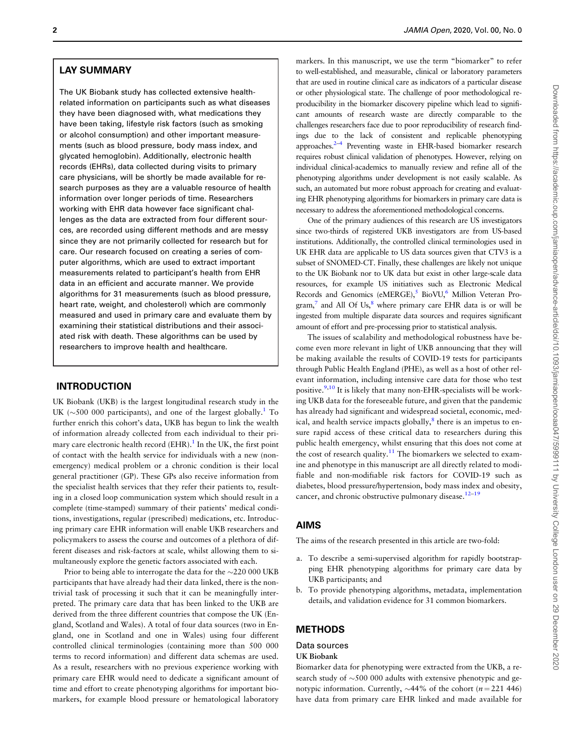## LAY SUMMARY

The UK Biobank study has collected extensive health-related information on participants such as what diseases they have been diagnosed with, what medications they have been taking, lifestyle risk factors (such as smoking or alcohol consumption) and other important measurements (such as blood pressure, body mass index, and glycated hemoglobin). Additionally, electronic health records (EHRs), data collected during visits to primary care physicians, will be shortly be made available for research purposes as they are a valuable resource of health information over longer periods of time. Researchers working with EHR data however face significant challenges as the data are extracted from four different sources, are recorded using different methods and are messy since they are not primarily collected for research but for care. Our research focused on creating a series of computer algorithms, which are used to extract important measurements related to participant's health from EHR data in an efficient and accurate manner. We provide algorithms for 31 measurements (such as blood pressure, heart rate, weight, and cholesterol) which are commonly measured and used in primary care and evaluate them by examining their statistical distributions and their associated risk with death. These algorithms can be used by researchers to improve health and healthcare.

## INTRODUCTION

UK Biobank (UKB) is the largest longitudinal research study in the UK (~500 000 participants), and one of the largest globally.[1] To further enrich this cohort's data, UKB has begun to link the wealth of information already collected from each individual to their primary care electronic health record (EHR).[1] In the UK, the first point of contact with the health service for individuals with a new (non-emergency) medical problem or a chronic condition is their local general practitioner (GP). These GPs also receive information from the specialist health services that they refer their patients to, resulting in a closed loop communication system which should result in a complete (time-stamped) summary of their patients' medical conditions, investigations, regular (prescribed) medications, etc. Introducing primary care EHR information will enable UKB researchers and policymakers to assess the course and outcomes of a plethora of different diseases and risk-factors at scale, whilst allowing them to simultaneously explore the genetic factors associated with each.

Prior to being able to interrogate the data for the ~220 000 UKB participants that have already had their data linked, there is the non-trivial task of processing it such that it can be meaningfully interpreted. The primary care data that has been linked to the UKB are derived from the three different countries that compose the UK (England, Scotland and Wales). A total of four data sources (two in England, one in Scotland and one in Wales) using four different controlled clinical terminologies (containing more than 500 000 terms to record information) and different data schemas are used. As a result, researchers with no previous experience working with primary care EHR would need to dedicate a significant amount of time and effort to create phenotyping algorithms for important biomarkers, for example blood pressure or hematological laboratory markers. In this manuscript, we use the term "biomarker" to refer to well-established, and measurable, clinical or laboratory parameters that are used in routine clinical care as indicators of a particular disease or other physiological state. The challenge of poor methodological reproducibility in the biomarker discovery pipeline which lead to significant amounts of research waste are directly comparable to the challenges researchers face due to poor reproducibility of research findings due to the lack of consistent and replicable phenotyping approaches.[2–4] Preventing waste in EHR-based biomarker research requires robust clinical validation of phenotypes. However, relying on individual clinical-academics to manually review and refine all of the phenotyping algorithms under development is not easily scalable. As such, an automated but more robust approach for creating and evaluating EHR phenotyping algorithms for biomarkers in primary care data is necessary to address the aforementioned methodological concerns.

One of the primary audiences of this research are US investigators since two-thirds of registered UKB investigators are from US-based institutions. Additionally, the controlled clinical terminologies used in UK EHR data are applicable to US data sources given that CTV3 is a subset of SNOMED-CT. Finally, these challenges are likely not unique to the UK Biobank nor to UK data but exist in other large-scale data resources, for example US initiatives such as Electronic Medical Records and Genomics (eMERGE),[5] BioVU,[6] Million Veteran Program,[7] and All Of Us,[8] where primary care EHR data is or will be ingested from multiple disparate data sources and requires significant amount of effort and pre-processing prior to statistical analysis.

The issues of scalability and methodological robustness have become even more relevant in light of UKB announcing that they will be making available the results of COVID-19 tests for participants through Public Health England (PHE), as well as a host of other relevant information, including intensive care data for those who test positive.[9,10] It is likely that many non-EHR-specialists will be working UKB data for the foreseeable future, and given that the pandemic has already had significant and widespread societal, economic, medical, and health service impacts globally,[8] there is an impetus to ensure rapid access of these critical data to researchers during this public health emergency, whilst ensuring that this does not come at the cost of research quality.[11] The biomarkers we selected to examine and phenotype in this manuscript are all directly related to modifiable and non-modifiable risk factors for COVID-19 such as diabetes, blood pressure/hypertension, body mass index and obesity, cancer, and chronic obstructive pulmonary disease.[12–19]

## AIMS

The aims of the research presented in this article are two-fold:

a. To describe a semi-supervised algorithm for rapidly bootstrapping EHR phenotyping algorithms for primary care data by UKB participants; and
b. To provide phenotyping algorithms, metadata, implementation details, and validation evidence for 31 common biomarkers.

## METHODS

### Data sources

#### UK Biobank

Biomarker data for phenotyping were extracted from the UKB, a research study of ~500 000 adults with extensive phenotypic and genotypic information. Currently, ~44% of the cohort ($n = 221\ 446$) have data from primary care EHR linked and made available for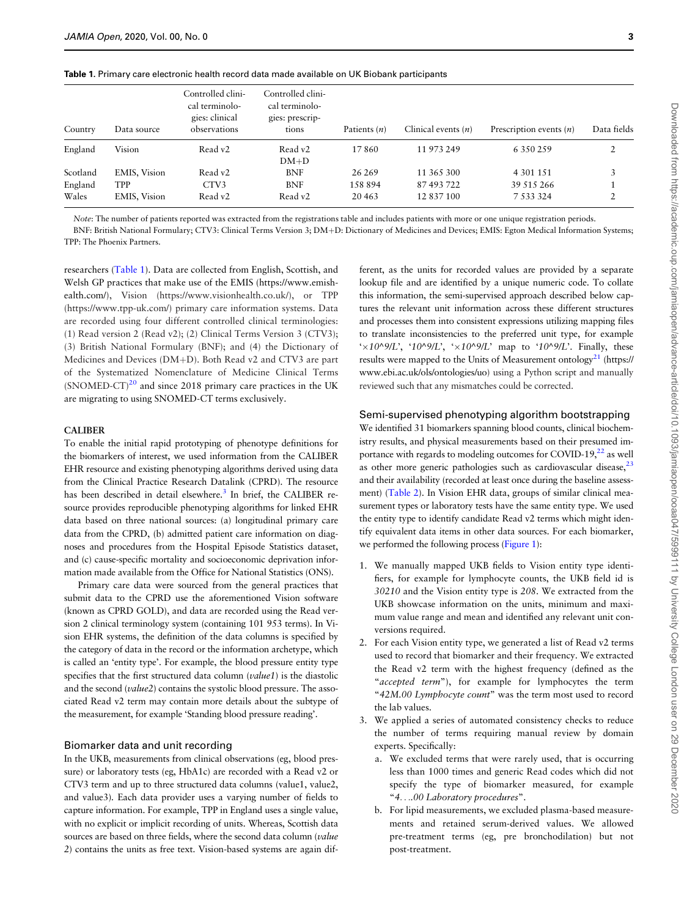**Table 1.** Primary care electronic health record data made available on UK Biobank participants

| Country | Data source | Controlled clinical terminologies: clinical observations | Controlled clinical terminologies: prescriptions | Patients (n) | Clinical events (n) | Prescription events (n) | Data fields |
|---|---|---|---|---|---|---|---|
| England | Vision | Read v2 | Read v2 DM+D | 17 860 | 11 973 249 | 6 350 259 | 2 |
| Scotland | EMIS, Vision | Read v2 | BNF | 26 269 | 11 365 300 | 4 301 151 | 3 |
| England | TPP | CTV3 | BNF | 158 894 | 87 493 722 | 39 515 266 | 1 |
| Wales | EMIS, Vision | Read v2 | Read v2 | 20 463 | 12 837 100 | 7 533 324 | 2 |

*Note*: The number of patients reported was extracted from the registrations table and includes patients with more or one unique registration periods.

BNF: British National Formulary; CTV3: Clinical Terms Version 3; DM+D: Dictionary of Medicines and Devices; EMIS: Egton Medical Information Systems; TPP: The Phoenix Partners.

researchers (Table 1). Data are collected from English, Scottish, and Welsh GP practices that make use of the EMIS (https://www.emishealth.com/), Vision (https://www.visionhealth.co.uk/), or TPP (https://www.tpp-uk.com/) primary care information systems. Data are recorded using four different controlled clinical terminologies: (1) Read version 2 (Read v2); (2) Clinical Terms Version 3 (CTV3); (3) British National Formulary (BNF); and (4) the Dictionary of Medicines and Devices (DM+D). Both Read v2 and CTV3 are part of the Systematized Nomenclature of Medicine Clinical Terms (SNOMED-CT)[20] and since 2018 primary care practices in the UK are migrating to using SNOMED-CT terms exclusively.

#### CALIBER

To enable the initial rapid prototyping of phenotype definitions for the biomarkers of interest, we used information from the CALIBER EHR resource and existing phenotyping algorithms derived using data from the Clinical Practice Research Datalink (CPRD). The resource has been described in detail elsewhere.[3] In brief, the CALIBER resource provides reproducible phenotyping algorithms for linked EHR data based on three national sources: (a) longitudinal primary care data from the CPRD, (b) admitted patient care information on diagnoses and procedures from the Hospital Episode Statistics dataset, and (c) cause-specific mortality and socioeconomic deprivation information made available from the Office for National Statistics (ONS).

Primary care data were sourced from the general practices that submit data to the CPRD use the aforementioned Vision software (known as CPRD GOLD), and data are recorded using the Read version 2 clinical terminology system (containing 101 953 terms). In Vision EHR systems, the definition of the data columns is specified by the category of data in the record or the information archetype, which is called an 'entity type'. For example, the blood pressure entity type specifies that the first structured data column (*value1*) is the diastolic and the second (*value2*) contains the systolic blood pressure. The associated Read v2 term may contain more details about the subtype of the measurement, for example 'Standing blood pressure reading'.

### Biomarker data and unit recording

In the UKB, measurements from clinical observations (eg, blood pressure) or laboratory tests (eg, HbA1c) are recorded with a Read v2 or CTV3 term and up to three structured data columns (value1, value2, and value3). Each data provider uses a varying number of fields to capture information. For example, TPP in England uses a single value, with no explicit or implicit recording of units. Whereas, Scottish data sources are based on three fields, where the second data column (*value 2*) contains the units as free text. Vision-based systems are again different, as the units for recorded values are provided by a separate lookup file and are identified by a unique numeric code. To collate this information, the semi-supervised approach described below captures the relevant unit information across these different structures and processes them into consistent expressions utilizing mapping files to translate inconsistencies to the preferred unit type, for example '*×10^9/L*', '*10^9/L*', '*×10^9/L*' map to '*10^9/L*'. Finally, these results were mapped to the Units of Measurement ontology[21] (https://www.ebi.ac.uk/ols/ontologies/uo) using a Python script and manually reviewed such that any mismatches could be corrected.

### Semi-supervised phenotyping algorithm bootstrapping

We identified 31 biomarkers spanning blood counts, clinical biochemistry results, and physical measurements based on their presumed importance with regards to modeling outcomes for COVID-19,[22] as well as other more generic pathologies such as cardiovascular disease,[23] and their availability (recorded at least once during the baseline assessment) (Table 2). In Vision EHR data, groups of similar clinical measurement types or laboratory tests have the same entity type. We used the entity type to identify candidate Read v2 terms which might identify equivalent data items in other data sources. For each biomarker, we performed the following process (Figure 1):

1. We manually mapped UKB fields to Vision entity type identifiers, for example for lymphocyte counts, the UKB field id is *30210* and the Vision entity type is *208*. We extracted from the UKB showcase information on the units, minimum and maximum value range and mean and identified any relevant unit conversions required.
2. For each Vision entity type, we generated a list of Read v2 terms used to record that biomarker and their frequency. We extracted the Read v2 term with the highest frequency (defined as the "*accepted term*"), for example for lymphocytes the term "*42M.00 Lymphocyte count*" was the term most used to record the lab values.
3. We applied a series of automated consistency checks to reduce the number of terms requiring manual review by domain experts. Specifically:
   a. We excluded terms that were rarely used, that is occurring less than 1000 times and generic Read codes which did not specify the type of biomarker measured, for example "*4….00 Laboratory procedures*".
   b. For lipid measurements, we excluded plasma-based measurements and retained serum-derived values. We allowed pre-treatment terms (eg, pre bronchodilation) but not post-treatment.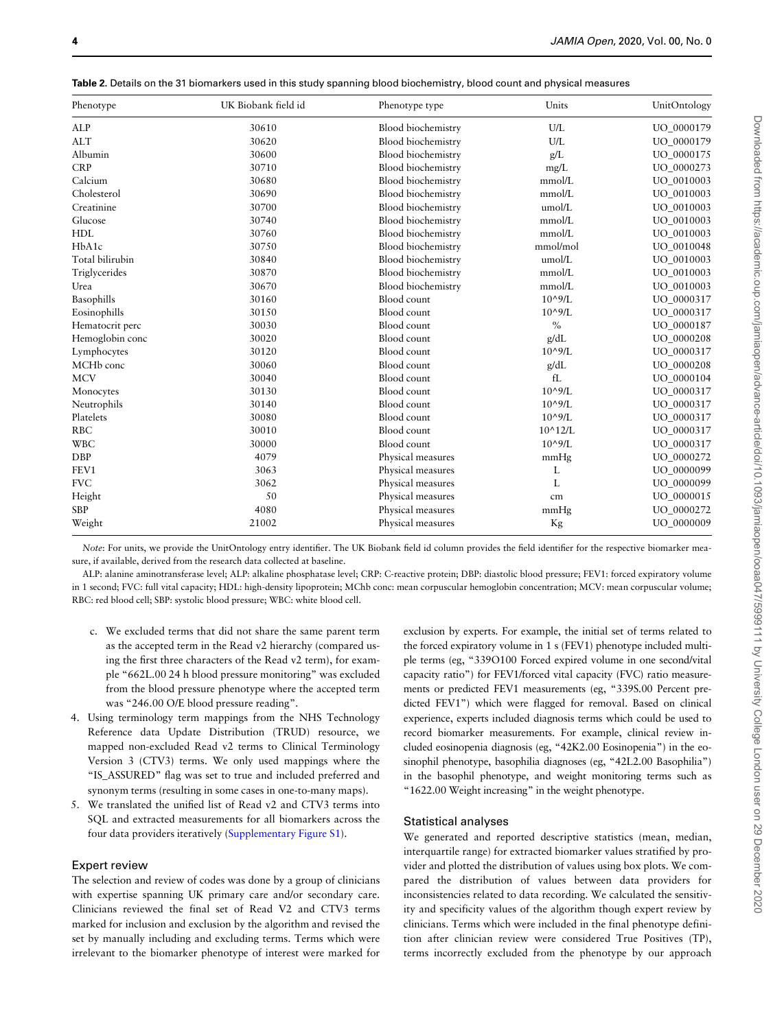**Table 2.** Details on the 31 biomarkers used in this study spanning blood biochemistry, blood count and physical measures

| Phenotype | UK Biobank field id | Phenotype type | Units | UnitOntology |
|---|---|---|---|---|
| ALP | 30610 | Blood biochemistry | U/L | UO_0000179 |
| ALT | 30620 | Blood biochemistry | U/L | UO_0000179 |
| Albumin | 30600 | Blood biochemistry | g/L | UO_0000175 |
| CRP | 30710 | Blood biochemistry | mg/L | UO_0000273 |
| Calcium | 30680 | Blood biochemistry | mmol/L | UO_0010003 |
| Cholesterol | 30690 | Blood biochemistry | mmol/L | UO_0010003 |
| Creatinine | 30700 | Blood biochemistry | umol/L | UO_0010003 |
| Glucose | 30740 | Blood biochemistry | mmol/L | UO_0010003 |
| HDL | 30760 | Blood biochemistry | mmol/L | UO_0010003 |
| HbA1c | 30750 | Blood biochemistry | mmol/mol | UO_0010048 |
| Total bilirubin | 30840 | Blood biochemistry | umol/L | UO_0010003 |
| Triglycerides | 30870 | Blood biochemistry | mmol/L | UO_0010003 |
| Urea | 30670 | Blood biochemistry | mmol/L | UO_0010003 |
| Basophills | 30160 | Blood count | 10^9/L | UO_0000317 |
| Eosinophills | 30150 | Blood count | 10^9/L | UO_0000317 |
| Hematocrit perc | 30030 | Blood count | % | UO_0000187 |
| Hemoglobin conc | 30020 | Blood count | g/dL | UO_0000208 |
| Lymphocytes | 30120 | Blood count | 10^9/L | UO_0000317 |
| MCHb conc | 30060 | Blood count | g/dL | UO_0000208 |
| MCV | 30040 | Blood count | fL | UO_0000104 |
| Monocytes | 30130 | Blood count | 10^9/L | UO_0000317 |
| Neutrophils | 30140 | Blood count | 10^9/L | UO_0000317 |
| Platelets | 30080 | Blood count | 10^9/L | UO_0000317 |
| RBC | 30010 | Blood count | 10^12/L | UO_0000317 |
| WBC | 30000 | Blood count | 10^9/L | UO_0000317 |
| DBP | 4079 | Physical measures | mmHg | UO_0000272 |
| FEV1 | 3063 | Physical measures | L | UO_0000099 |
| FVC | 3062 | Physical measures | L | UO_0000099 |
| Height | 50 | Physical measures | cm | UO_0000015 |
| SBP | 4080 | Physical measures | mmHg | UO_0000272 |
| Weight | 21002 | Physical measures | Kg | UO_0000009 |

*Note*: For units, we provide the UnitOntology entry identifier. The UK Biobank field id column provides the field identifier for the respective biomarker measure, if available, derived from the research data collected at baseline.

ALP: alanine aminotransferase level; ALP: alkaline phosphatase level; CRP: C-reactive protein; DBP: diastolic blood pressure; FEV1: forced expiratory volume in 1 second; FVC: full vital capacity; HDL: high-density lipoprotein; MChb conc: mean corpuscular hemoglobin concentration; MCV: mean corpuscular volume; RBC: red blood cell; SBP: systolic blood pressure; WBC: white blood cell.

c. We excluded terms that did not share the same parent term as the accepted term in the Read v2 hierarchy (compared using the first three characters of the Read v2 term), for example "662L.00 24 h blood pressure monitoring" was excluded from the blood pressure phenotype where the accepted term was "246.00 O/E blood pressure reading".

4. Using terminology term mappings from the NHS Technology Reference data Update Distribution (TRUD) resource, we mapped non-excluded Read v2 terms to Clinical Terminology Version 3 (CTV3) terms. We only used mappings where the "IS_ASSURED" flag was set to true and included preferred and synonym terms (resulting in some cases in one-to-many maps).
5. We translated the unified list of Read v2 and CTV3 terms into SQL and extracted measurements for all biomarkers across the four data providers iteratively (Supplementary Figure S1).

## Expert review

The selection and review of codes was done by a group of clinicians with expertise spanning UK primary care and/or secondary care. Clinicians reviewed the final set of Read V2 and CTV3 terms marked for inclusion and exclusion by the algorithm and revised the set by manually including and excluding terms. Terms which were irrelevant to the biomarker phenotype of interest were marked for exclusion by experts. For example, the initial set of terms related to the forced expiratory volume in 1 s (FEV1) phenotype included multiple terms (eg, "339O100 Forced expired volume in one second/vital capacity ratio") for FEV1/forced vital capacity (FVC) ratio measurements or predicted FEV1 measurements (eg, "339S.00 Percent predicted FEV1") which were flagged for removal. Based on clinical experience, experts included diagnosis terms which could be used to record biomarker measurements. For example, clinical review included eosinopenia diagnosis (eg, "42K2.00 Eosinopenia") in the eosinophil phenotype, basophilia diagnoses (eg, "42L2.00 Basophilia") in the basophil phenotype, and weight monitoring terms such as "1622.00 Weight increasing" in the weight phenotype.

## Statistical analyses

We generated and reported descriptive statistics (mean, median, interquartile range) for extracted biomarker values stratified by provider and plotted the distribution of values using box plots. We compared the distribution of values between data providers for inconsistencies related to data recording. We calculated the sensitivity and specificity values of the algorithm though expert review by clinicians. Terms which were included in the final phenotype definition after clinician review were considered True Positives (TP), terms incorrectly excluded from the phenotype by our approach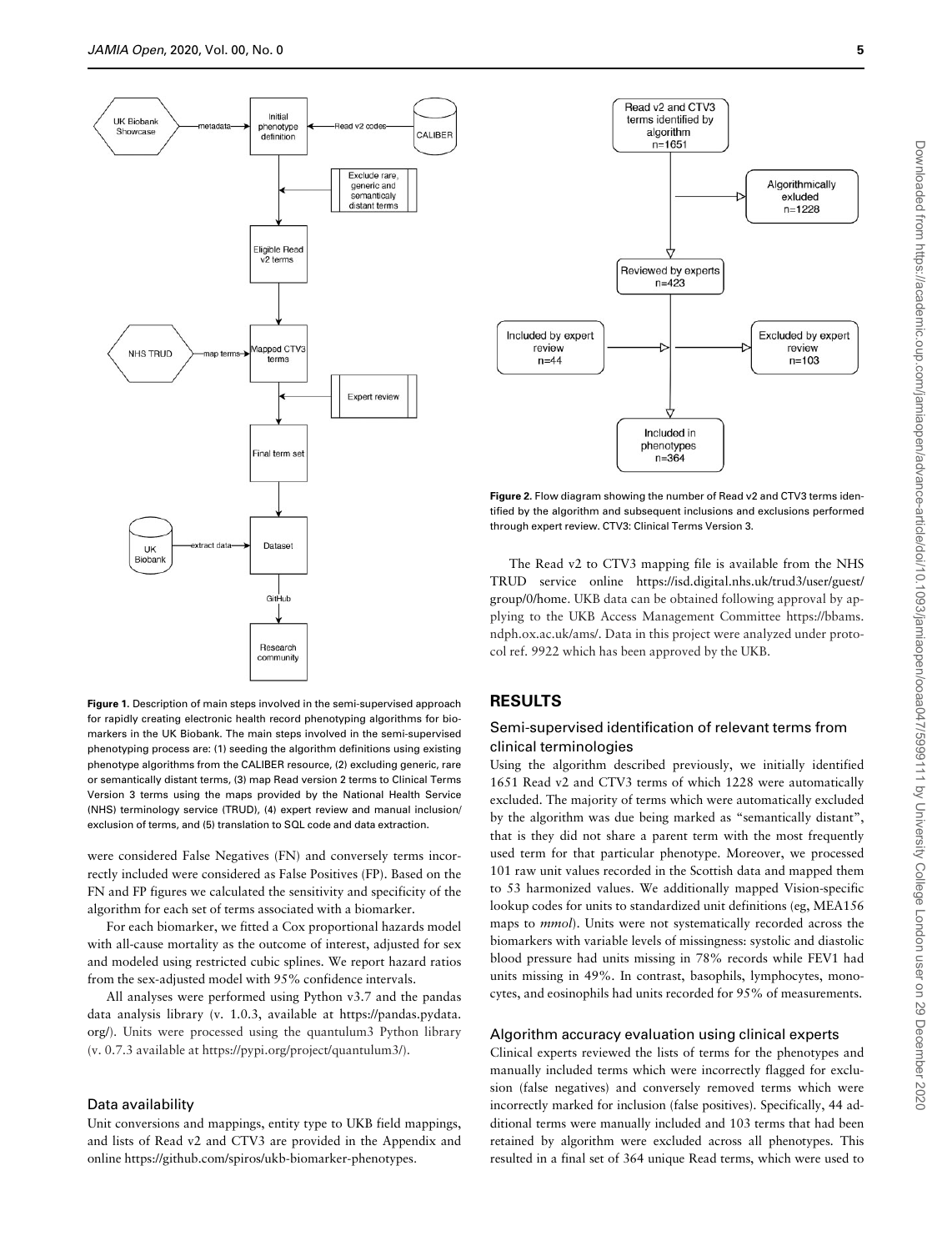**Figure 1.** Description of main steps involved in the semi-supervised approach for rapidly creating electronic health record phenotyping algorithms for biomarkers in the UK Biobank. The main steps involved in the semi-supervised phenotyping process are: (1) seeding the algorithm definitions using existing phenotype algorithms from the CALIBER resource, (2) excluding generic, rare or semantically distant terms, (3) map Read version 2 terms to Clinical Terms Version 3 terms using the maps provided by the National Health Service (NHS) terminology service (TRUD), (4) expert review and manual inclusion/exclusion of terms, and (5) translation to SQL code and data extraction.

were considered False Negatives (FN) and conversely terms incorrectly included were considered as False Positives (FP). Based on the FN and FP figures we calculated the sensitivity and specificity of the algorithm for each set of terms associated with a biomarker.

For each biomarker, we fitted a Cox proportional hazards model with all-cause mortality as the outcome of interest, adjusted for sex and modeled using restricted cubic splines. We report hazard ratios from the sex-adjusted model with 95% confidence intervals.

All analyses were performed using Python v3.7 and the pandas data analysis library (v. 1.0.3, available at https://pandas.pydata.org/). Units were processed using the quantulum3 Python library (v. 0.7.3 available at https://pypi.org/project/quantulum3/).

### Data availability

Unit conversions and mappings, entity type to UKB field mappings, and lists of Read v2 and CTV3 are provided in the Appendix and online https://github.com/spiros/ukb-biomarker-phenotypes.

**Figure 2.** Flow diagram showing the number of Read v2 and CTV3 terms identified by the algorithm and subsequent inclusions and exclusions performed through expert review. CTV3: Clinical Terms Version 3.

The Read v2 to CTV3 mapping file is available from the NHS TRUD service online https://isd.digital.nhs.uk/trud3/user/guest/group/0/home. UKB data can be obtained following approval by applying to the UKB Access Management Committee https://bbams.ndph.ox.ac.uk/ams/. Data in this project were analyzed under protocol ref. 9922 which has been approved by the UKB.

## RESULTS

### Semi-supervised identification of relevant terms from clinical terminologies

Using the algorithm described previously, we initially identified 1651 Read v2 and CTV3 terms of which 1228 were automatically excluded. The majority of terms which were automatically excluded by the algorithm was due being marked as "semantically distant", that is they did not share a parent term with the most frequently used term for that particular phenotype. Moreover, we processed 101 raw unit values recorded in the Scottish data and mapped them to 53 harmonized values. We additionally mapped Vision-specific lookup codes for units to standardized unit definitions (eg, MEA156 maps to *mmol*). Units were not systematically recorded across the biomarkers with variable levels of missingness: systolic and diastolic blood pressure had units missing in 78% records while FEV1 had units missing in 49%. In contrast, basophils, lymphocytes, monocytes, and eosinophils had units recorded for 95% of measurements.

### Algorithm accuracy evaluation using clinical experts

Clinical experts reviewed the lists of terms for the phenotypes and manually included terms which were incorrectly flagged for exclusion (false negatives) and conversely removed terms which were incorrectly marked for inclusion (false positives). Specifically, 44 additional terms were manually included and 103 terms that had been retained by algorithm were excluded across all phenotypes. This resulted in a final set of 364 unique Read terms, which were used to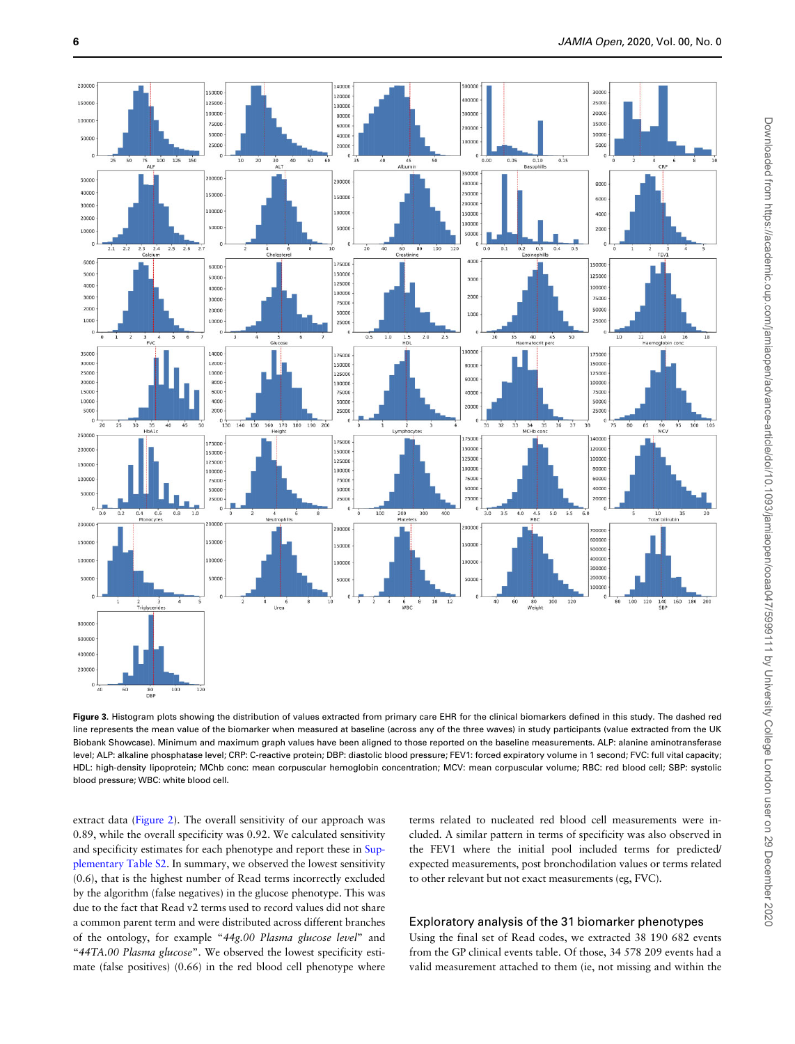**Figure 3.** Histogram plots showing the distribution of values extracted from primary care EHR for the clinical biomarkers defined in this study. The dashed red line represents the mean value of the biomarker when measured at baseline (across any of the three waves) in study participants (value extracted from the UK Biobank Showcase). Minimum and maximum graph values have been aligned to those reported on the baseline measurements. ALP: alanine aminotransferase level; ALP: alkaline phosphatase level; CRP: C-reactive protein; DBP: diastolic blood pressure; FEV1: forced expiratory volume in 1 second; FVC: full vital capacity; HDL: high-density lipoprotein; MChb conc: mean corpuscular hemoglobin concentration; MCV: mean corpuscular volume; RBC: red blood cell; SBP: systolic blood pressure; WBC: white blood cell.

extract data (Figure 2). The overall sensitivity of our approach was 0.89, while the overall specificity was 0.92. We calculated sensitivity and specificity estimates for each phenotype and report these in Supplementary Table S2. In summary, we observed the lowest sensitivity (0.6), that is the highest number of Read terms incorrectly excluded by the algorithm (false negatives) in the glucose phenotype. This was due to the fact that Read v2 terms used to record values did not share a common parent term and were distributed across different branches of the ontology, for example "*44g.00 Plasma glucose level*" and "*44TA.00 Plasma glucose*". We observed the lowest specificity estimate (false positives) (0.66) in the red blood cell phenotype where terms related to nucleated red blood cell measurements were included. A similar pattern in terms of specificity was also observed in the FEV1 where the initial pool included terms for predicted/expected measurements, post bronchodilation values or terms related to other relevant but not exact measurements (eg, FVC).

## Exploratory analysis of the 31 biomarker phenotypes

Using the final set of Read codes, we extracted 38 190 682 events from the GP clinical events table. Of those, 34 578 209 events had a valid measurement attached to them (ie, not missing and within the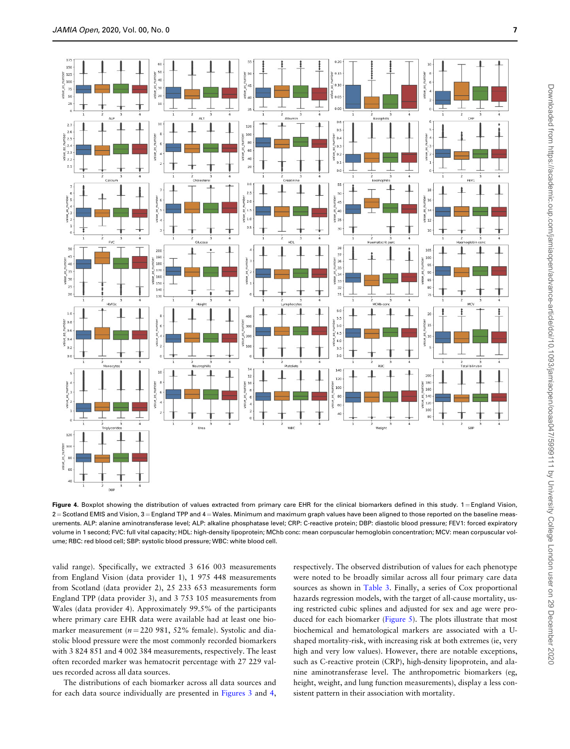**Figure 4.** Boxplot showing the distribution of values extracted from primary care EHR for the clinical biomarkers defined in this study. 1 = England Vision, 2 = Scotland EMIS and Vision, 3 = England TPP and 4 = Wales. Minimum and maximum graph values have been aligned to those reported on the baseline measurements. ALP: alanine aminotransferase level; ALP: alkaline phosphatase level; CRP: C-reactive protein; DBP: diastolic blood pressure; FEV1: forced expiratory volume in 1 second; FVC: full vital capacity; HDL: high-density lipoprotein; MChb conc: mean corpuscular hemoglobin concentration; MCV: mean corpuscular volume; RBC: red blood cell; SBP: systolic blood pressure; WBC: white blood cell.

valid range). Specifically, we extracted 3 616 003 measurements from England Vision (data provider 1), 1 975 448 measurements from Scotland (data provider 2), 25 233 653 measurements form England TPP (data provider 3), and 3 753 105 measurements from Wales (data provider 4). Approximately 99.5% of the participants where primary care EHR data were available had at least one biomarker measurement ($n = 220\ 981$, 52% female). Systolic and diastolic blood pressure were the most commonly recorded biomarkers with 3 824 851 and 4 002 384 measurements, respectively. The least often recorded marker was hematocrit percentage with 27 229 values recorded across all data sources.

The distributions of each biomarker across all data sources and for each data source individually are presented in Figures 3 and 4, respectively. The observed distribution of values for each phenotype were noted to be broadly similar across all four primary care data sources as shown in Table 3. Finally, a series of Cox proportional hazards regression models, with the target of all-cause mortality, using restricted cubic splines and adjusted for sex and age were produced for each biomarker (Figure 5). The plots illustrate that most biochemical and hematological markers are associated with a U-shaped mortality-risk, with increasing risk at both extremes (ie, very high and very low values). However, there are notable exceptions, such as C-reactive protein (CRP), high-density lipoprotein, and alanine aminotransferase level. The anthropometric biomarkers (eg, height, weight, and lung function measurements), display a less consistent pattern in their association with mortality.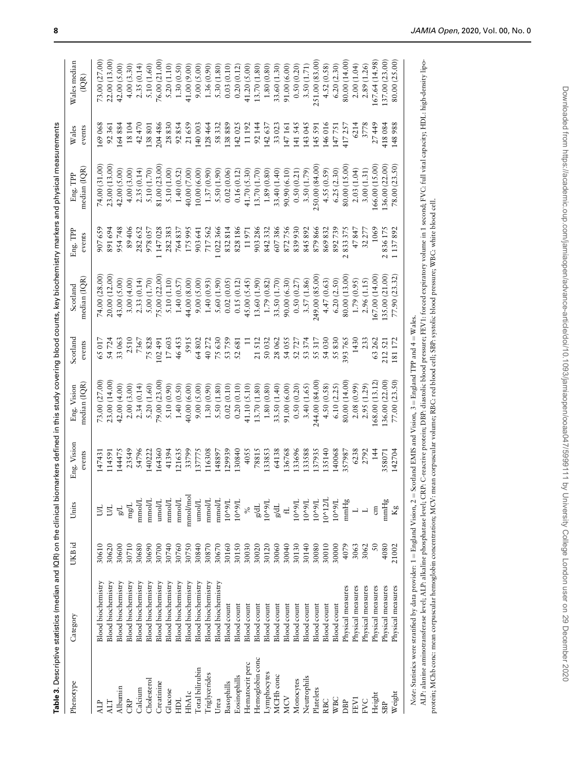**Table 3.** Descriptive statistics (median and IQR) on the clinical biomarkers defined in this study covering blood counts, key biochemistry markers and physical measurements

| Phenotype | Category | UKB id | Units | Eng. Vision events | Eng. Vision median (IQR) | Scotland events | Scotland median (IQR) | Eng. TPP events | Eng. TPP median (IQR) | Wales events | Wales median (IQR) |
|---|---|---|---|---|---|---|---|---|---|---|---|
| ALP | Blood biochemistry | 30610 | U/L | 147431 | 73.00 (27.00) | 65 017 | 74.00 (28.00) | 907 659 | 74.00 (31.00) | 169 068 | 73.00 (27.00) |
| ALT | Blood biochemistry | 30620 | U/L | 114591 | 23.00 (14.00) | 54 724 | 20.00 (12.00) | 891 694 | 23.00 (13.00) | 92 361 | 22.00 (13.00) |
| Albumin | Blood biochemistry | 30600 | g/L | 144475 | 42.00 (4.00) | 33 063 | 43.00 (5.00) | 954 748 | 42.00 (5.00) | 164 884 | 42.00 (5.00) |
| CRP | Blood biochemistry | 30710 | mg/L | 23549 | 2.00 (3.00) | 2510 | 3.00 (4.00) | 89 406 | 4.00 (3.00) | 18 104 | 4.00 (3.30) |
| Calcium | Blood biochemistry | 30680 | mmol/L | 54796 | 2.34 (0.14) | 7367 | 2.33 (0.14) | 282 652 | 2.35 (0.14) | 42 470 | 2.35 (0.14) |
| Cholesterol | Blood biochemistry | 30690 | mmol/L | 140222 | 5.20 (1.60) | 75 828 | 5.00 (1.70) | 978 057 | 5.10 (1.70) | 138 801 | 5.10 (1.60) |
| Creatinine | Blood biochemistry | 30700 | umol/L | 164360 | 79.00 (23.00) | 102 491 | 75.00 (22.00) | 1 147 028 | 81.00 (23.00) | 204 486 | 76.00 (21.00) |
| Glucose | Blood biochemistry | 30740 | mmol/L | 41394 | 5.10 (0.90) | 17 603 | 5.10 (1.10) | 282 383 | 5.10 (1.00) | 28 830 | 5.20 (1.10) |
| HDL | Blood biochemistry | 30760 | mmol/L | 121635 | 1.40 (0.50) | 46 453 | 1.40 (0.57) | 764 837 | 1.40 (0.52) | 92 854 | 1.30 (0.50) |
| HbA1c | Blood biochemistry | 30750 | mmol/mol | 33799 | 40.00 (6.00) | 5915 | 44.00 (8.00) | 175 995 | 40.00 (7.00) | 21 659 | 41.00 (9.00) |
| Total bilirubin | Blood biochemistry | 30840 | umol/L | 137775 | 9.00 (5.00) | 64 802 | 9.00 (5.00) | 903 641 | 10.00 (6.00) | 140 003 | 9.00 (5.00) |
| Triglycerides | Blood biochemistry | 30870 | mmol/L | 116308 | 1.30 (0.90) | 40 272 | 1.40 (0.93) | 717 562 | 1.37 (0.90) | 128 464 | 1.36 (0.90) |
| Urea | Blood biochemistry | 30670 | mmol/L | 148897 | 5.50 (1.80) | 75 630 | 5.60 (1.90) | 1 022 366 | 5.50 (1.90) | 58 332 | 5.30 (1.80) |
| Basophills | Blood count | 30160 | 10^9/L | 129939 | 0.02 (0.10) | 53 759 | 0.02 (0.05) | 832 814 | 0.02 (0.06) | 138 889 | 0.03 (0.10) |
| Eosinophills | Blood count | 30150 | 10^9/L | 130840 | 0.20 (0.10) | 52 681 | 0.15 (0.12) | 828 186 | 0.16 (0.12) | 142 025 | 0.20 (0.12) |
| Hematocrit perc | Blood count | 30030 | % | 4055 | 41.10 (5.10) | 11 | 45.00 (5.45) | 11 971 | 41.70 (5.30) | 11 192 | 41.20 (5.00) |
| Hemoglobin conc | Blood count | 30020 | g/dL | 78815 | 13.70 (1.80) | 21 512 | 13.60 (1.90) | 903 286 | 13.70 (1.70) | 92 144 | 13.70 (1.80) |
| Lymphocytes | Blood count | 30120 | 10^9/L | 133853 | 1.80 (0.80) | 50 032 | 1.79 (0.82) | 842 332 | 1.89 (0.80) | 142 637 | 1.80 (0.80) |
| MCHb conc | Blood count | 30060 | g/dL | 64138 | 33.50 (1.40) | 28 062 | 33.50 (1.70) | 607 386 | 33.40 (1.40) | 33 023 | 33.60 (1.30) |
| MCV | Blood count | 30040 | fL | 136768 | 91.00 (6.00) | 54 055 | 90.00 (6.30) | 872 756 | 90.90 (6.10) | 147 161 | 91.00 (6.00) |
| Monocytes | Blood count | 30130 | 10^9/L | 133696 | 0.50 (0.20) | 52 727 | 0.50 (0.27) | 839 930 | 0.50 (0.21) | 141 545 | 0.50 (0.20) |
| Neutrophils | Blood count | 30140 | 10^9/L | 133588 | 3.40 (1.65) | 53 374 | 3.57 (1.86) | 845 892 | 3.50 (1.79) | 143 045 | 3.50 (1.71) |
| Platelets | Blood count | 30080 | 10^9/L | 137935 | 244.00 (84.00) | 55 317 | 249.00 (85.00) | 879 866 | 250.00 (84.00) | 145 591 | 251.00 (83.00) |
| RBC | Blood count | 30010 | 10^12/L | 135140 | 4.50 (0.58) | 54 030 | 4.47 (0.63) | 869 832 | 4.55 (0.59) | 146 016 | 4.52 (0.58) |
| WBC | Blood count | 30000 | 10^9/L | 140068 | 6.10 (2.25) | 55 830 | 6.20 (2.50) | 892 739 | 6.25 (2.30) | 147 751 | 6.20 (2.30) |
| DBP | Physical measures | 4079 | mmHg | 357987 | 80.00 (14.00) | 393 765 | 80.00 (13.00) | 2 833 375 | 80.00 (15.00) | 417 257 | 80.00 (14.00) |
| FEV1 | Physical measures | 3063 | L | 6238 | 2.08 (0.99) | 1430 | 1.79 (0.95) | 47 847 | 2.03 (1.04) | 6214 | 2.00 (1.04) |
| FVC | Physical measures | 3062 | L | 2792 | 2.95 (1.29) | 233 | 2.96 (1.15) | 32 277 | 3.00 (1.31) | 3778 | 2.89 (1.26) |
| Height | Physical measures | 50 | cm | 144 | 168.00 (13.12) | 63 262 | 167.00 (14.00) | 1069 | 166.00 (15.00) | 27 449 | 167.64 (14.98) |
| SBP | Physical measures | 4080 | mmHg | 358071 | 136.00 (22.00) | 212 521 | 135.00 (21.00) | 2 836 175 | 136.00 (22.00) | 418 084 | 137.00 (23.00) |
| Weight | Physical measures | 21002 | Kg | 142704 | 77.00 (23.50) | 181 172 | 77.90 (23.32) | 1 137 892 | 78.00 (23.50) | 148 988 | 80.00 (25.00) |

*Note*: Statistics were stratified by data provider: 1 = England Vision, 2 = Scotland EMIS and Vision, 3 = England TPP and 4 = Wales.

ALP: alanine aminotransferase level; ALP: alkaline phosphatase level; CRP: C-reactive protein; DBP: diastolic blood pressure; FEV1: forced expiratory volume in 1 second; FVC: full vital capacity; HDL: high-density lipoprotein; MChb conc: mean corpuscular hemoglobin concentration; MCV: mean corpuscular volume; RBC: red blood cell; SBP: systolic blood pressure; WBC: white blood cell.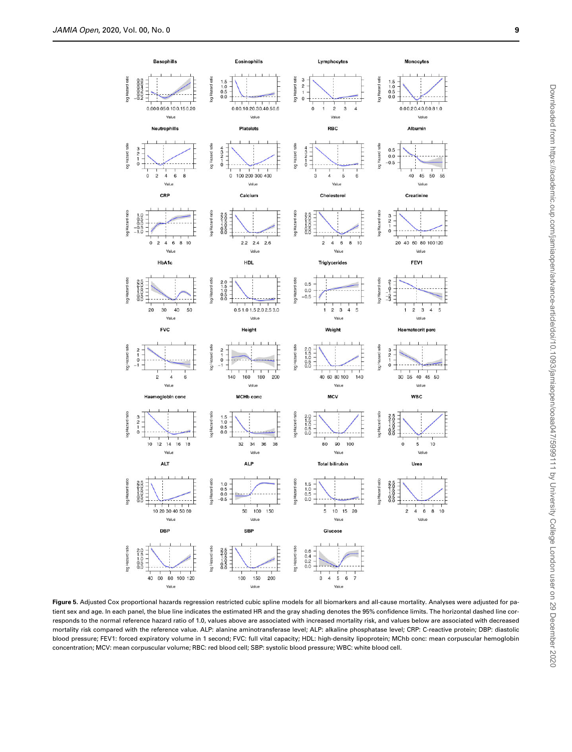Figure 5. Adjusted Cox proportional hazards regression restricted cubic spline models for all biomarkers and all-cause mortality. Analyses were adjusted for patient sex and age. In each panel, the blue line indicates the estimated HR and the gray shading denotes the 95% confidence limits. The horizontal dashed line corresponds to the normal reference hazard ratio of 1.0, values above are associated with increased mortality risk, and values below are associated with decreased mortality risk compared with the reference value. ALP: alanine aminotransferase level; ALP: alkaline phosphatase level; CRP: C-reactive protein; DBP: diastolic blood pressure; FEV1: forced expiratory volume in 1 second; FVC: full vital capacity; HDL: high-density lipoprotein; MChb conc: mean corpuscular hemoglobin concentration; MCV: mean corpuscular volume; RBC: red blood cell; SBP: systolic blood pressure; WBC: white blood cell.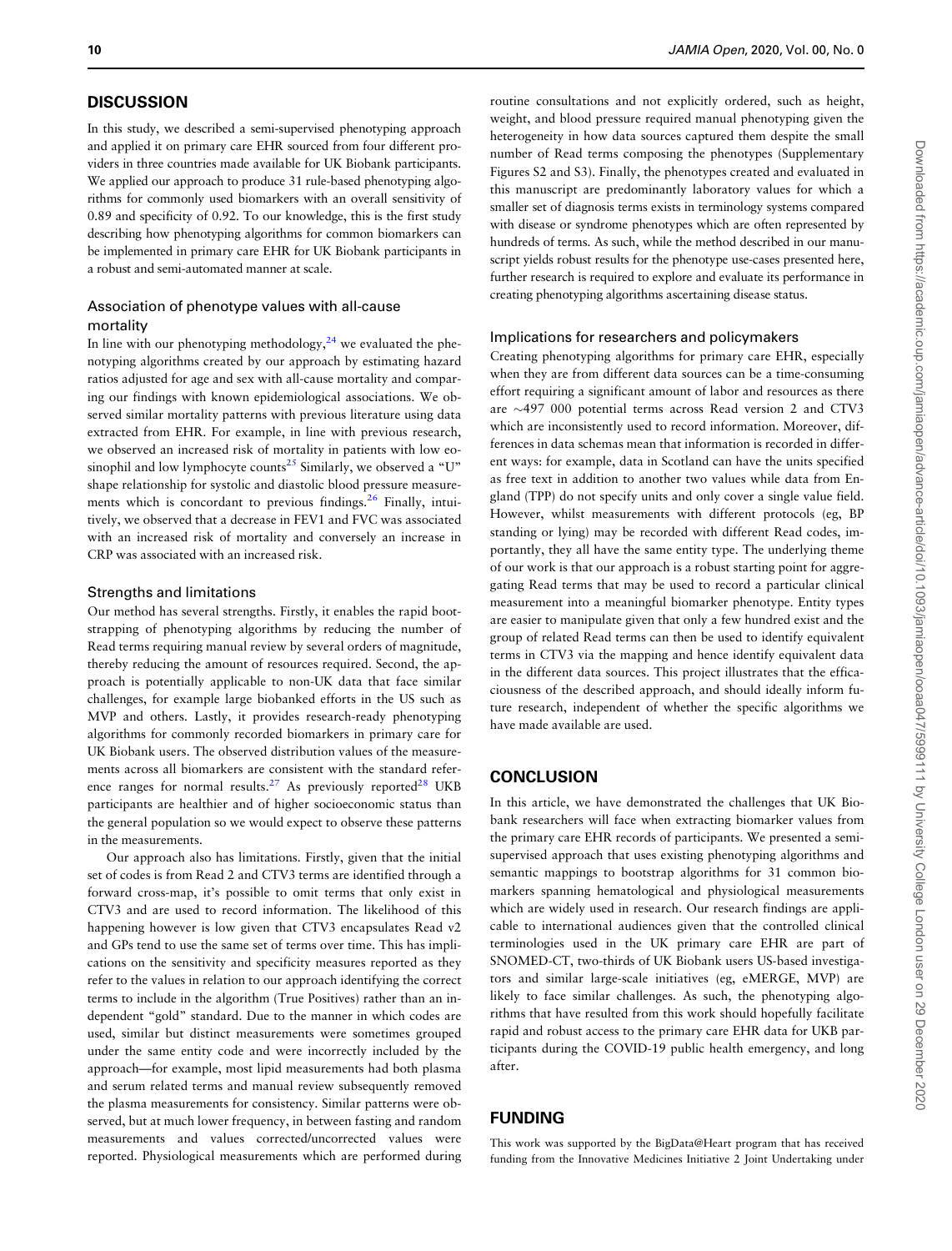## DISCUSSION

In this study, we described a semi-supervised phenotyping approach and applied it on primary care EHR sourced from four different providers in three countries made available for UK Biobank participants. We applied our approach to produce 31 rule-based phenotyping algorithms for commonly used biomarkers with an overall sensitivity of 0.89 and specificity of 0.92. To our knowledge, this is the first study describing how phenotyping algorithms for common biomarkers can be implemented in primary care EHR for UK Biobank participants in a robust and semi-automated manner at scale.

### Association of phenotype values with all-cause mortality

In line with our phenotyping methodology,[24] we evaluated the phenotyping algorithms created by our approach by estimating hazard ratios adjusted for age and sex with all-cause mortality and comparing our findings with known epidemiological associations. We observed similar mortality patterns with previous literature using data extracted from EHR. For example, in line with previous research, we observed an increased risk of mortality in patients with low eosinophil and low lymphocyte counts[25] Similarly, we observed a "U" shape relationship for systolic and diastolic blood pressure measurements which is concordant to previous findings.[26] Finally, intuitively, we observed that a decrease in FEV1 and FVC was associated with an increased risk of mortality and conversely an increase in CRP was associated with an increased risk.

### Strengths and limitations

Our method has several strengths. Firstly, it enables the rapid bootstrapping of phenotyping algorithms by reducing the number of Read terms requiring manual review by several orders of magnitude, thereby reducing the amount of resources required. Second, the approach is potentially applicable to non-UK data that face similar challenges, for example large biobanked efforts in the US such as MVP and others. Lastly, it provides research-ready phenotyping algorithms for commonly recorded biomarkers in primary care for UK Biobank users. The observed distribution values of the measurements across all biomarkers are consistent with the standard reference ranges for normal results.[27] As previously reported[28] UKB participants are healthier and of higher socioeconomic status than the general population so we would expect to observe these patterns in the measurements.

Our approach also has limitations. Firstly, given that the initial set of codes is from Read 2 and CTV3 terms are identified through a forward cross-map, it's possible to omit terms that only exist in CTV3 and are used to record information. The likelihood of this happening however is low given that CTV3 encapsulates Read v2 and GPs tend to use the same set of terms over time. This has implications on the sensitivity and specificity measures reported as they refer to the values in relation to our approach identifying the correct terms to include in the algorithm (True Positives) rather than an independent "gold" standard. Due to the manner in which codes are used, similar but distinct measurements were sometimes grouped under the same entity code and were incorrectly included by the approach—for example, most lipid measurements had both plasma and serum related terms and manual review subsequently removed the plasma measurements for consistency. Similar patterns were observed, but at much lower frequency, in between fasting and random measurements and values corrected/uncorrected values were reported. Physiological measurements which are performed during routine consultations and not explicitly ordered, such as height, weight, and blood pressure required manual phenotyping given the heterogeneity in how data sources captured them despite the small number of Read terms composing the phenotypes (Supplementary Figures S2 and S3). Finally, the phenotypes created and evaluated in this manuscript are predominantly laboratory values for which a smaller set of diagnosis terms exists in terminology systems compared with disease or syndrome phenotypes which are often represented by hundreds of terms. As such, while the method described in our manuscript yields robust results for the phenotype use-cases presented here, further research is required to explore and evaluate its performance in creating phenotyping algorithms ascertaining disease status.

### Implications for researchers and policymakers

Creating phenotyping algorithms for primary care EHR, especially when they are from different data sources can be a time-consuming effort requiring a significant amount of labor and resources as there are ~497 000 potential terms across Read version 2 and CTV3 which are inconsistently used to record information. Moreover, differences in data schemas mean that information is recorded in different ways: for example, data in Scotland can have the units specified as free text in addition to another two values while data from England (TPP) do not specify units and only cover a single value field. However, whilst measurements with different protocols (eg, BP standing or lying) may be recorded with different Read codes, importantly, they all have the same entity type. The underlying theme of our work is that our approach is a robust starting point for aggregating Read terms that may be used to record a particular clinical measurement into a meaningful biomarker phenotype. Entity types are easier to manipulate given that only a few hundred exist and the group of related Read terms can then be used to identify equivalent terms in CTV3 via the mapping and hence identify equivalent data in the different data sources. This project illustrates that the efficaciousness of the described approach, and should ideally inform future research, independent of whether the specific algorithms we have made available are used.

## CONCLUSION

In this article, we have demonstrated the challenges that UK Biobank researchers will face when extracting biomarker values from the primary care EHR records of participants. We presented a semi-supervised approach that uses existing phenotyping algorithms and semantic mappings to bootstrap algorithms for 31 common biomarkers spanning hematological and physiological measurements which are widely used in research. Our research findings are applicable to international audiences given that the controlled clinical terminologies used in the UK primary care EHR are part of SNOMED-CT, two-thirds of UK Biobank users US-based investigators and similar large-scale initiatives (eg, eMERGE, MVP) are likely to face similar challenges. As such, the phenotyping algorithms that have resulted from this work should hopefully facilitate rapid and robust access to the primary care EHR data for UKB participants during the COVID-19 public health emergency, and long after.

## FUNDING

This work was supported by the BigData@Heart program that has received funding from the Innovative Medicines Initiative 2 Joint Undertaking under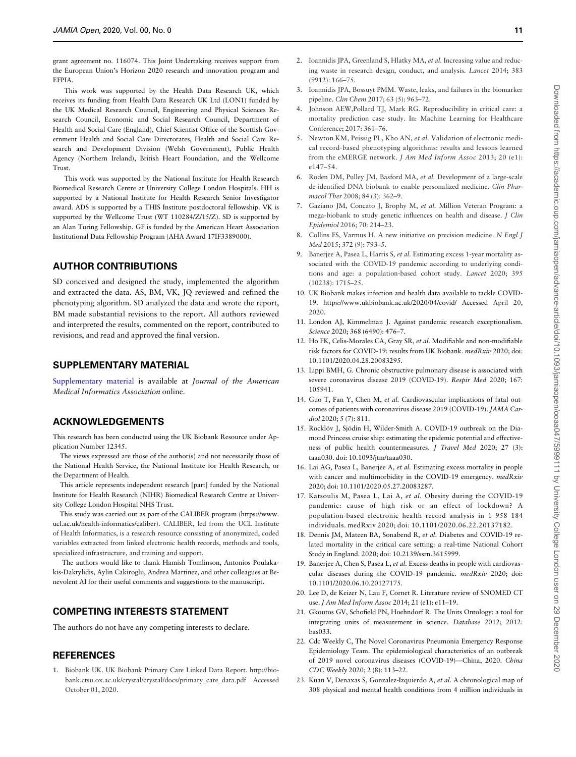grant agreement no. 116074. This Joint Undertaking receives support from the European Union's Horizon 2020 research and innovation program and EFPIA.

This work was supported by the Health Data Research UK, which receives its funding from Health Data Research UK Ltd (LON1) funded by the UK Medical Research Council, Engineering and Physical Sciences Research Council, Economic and Social Research Council, Department of Health and Social Care (England), Chief Scientist Office of the Scottish Government Health and Social Care Directorates, Health and Social Care Research and Development Division (Welsh Government), Public Health Agency (Northern Ireland), British Heart Foundation, and the Wellcome Trust.

This work was supported by the National Institute for Health Research Biomedical Research Centre at University College London Hospitals. HH is supported by a National Institute for Health Research Senior Investigator award. ADS is supported by a THIS Institute postdoctoral fellowship. VK is supported by the Wellcome Trust (WT 110284/Z/15/Z). SD is supported by an Alan Turing Fellowship. GF is funded by the American Heart Association Institutional Data Fellowship Program (AHA Award 17IF3389000).

## AUTHOR CONTRIBUTIONS

SD conceived and designed the study, implemented the algorithm and extracted the data. AS, BM, VK, JQ reviewed and refined the phenotyping algorithm. SD analyzed the data and wrote the report, BM made substantial revisions to the report. All authors reviewed and interpreted the results, commented on the report, contributed to revisions, and read and approved the final version.

## SUPPLEMENTARY MATERIAL

Supplementary material is available at *Journal of the American Medical Informatics Association* online.

## ACKNOWLEDGEMENTS

This research has been conducted using the UK Biobank Resource under Application Number 12345.

The views expressed are those of the author(s) and not necessarily those of the National Health Service, the National Institute for Health Research, or the Department of Health.

This article represents independent research [part] funded by the National Institute for Health Research (NIHR) Biomedical Research Centre at University College London Hospital NHS Trust.

This study was carried out as part of the CALIBER program (https://www.ucl.ac.uk/health-informatics/caliber). CALIBER, led from the UCL Institute of Health Informatics, is a research resource consisting of anonymized, coded variables extracted from linked electronic health records, methods and tools, specialized infrastructure, and training and support.

The authors would like to thank Hamish Tomlinson, Antonios Poulakakis-Daktylidis, Aylin Cakiroglu, Andrea Martinez, and other colleagues at Benevolent AI for their useful comments and suggestions to the manuscript.

## COMPETING INTERESTS STATEMENT

The authors do not have any competing interests to declare.

## REFERENCES

1. Biobank UK. UK Biobank Primary Care Linked Data Report. http://biobank.ctsu.ox.ac.uk/crystal/crystal/docs/primary_care_data.pdf Accessed October 01, 2020.
2. Ioannidis JPA, Greenland S, Hlatky MA, *et al.* Increasing value and reducing waste in research design, conduct, and analysis. *Lancet* 2014; 383 (9912): 166–75.
3. Ioannidis JPA, Bossuyt PMM. Waste, leaks, and failures in the biomarker pipeline. *Clin Chem* 2017; 63 (5): 963–72.
4. Johnson AEW,Pollard TJ, Mark RG. Reproducibility in critical care: a mortality prediction case study. In: Machine Learning for Healthcare Conference; 2017: 361–76.
5. Newton KM, Peissig PL, Kho AN, *et al.* Validation of electronic medical record-based phenotyping algorithms: results and lessons learned from the eMERGE network. *J Am Med Inform Assoc* 2013; 20 (e1): e147–54.
6. Roden DM, Pulley JM, Basford MA, *et al.* Development of a large-scale de-identified DNA biobank to enable personalized medicine. *Clin Pharmacol Ther* 2008; 84 (3): 362–9.
7. Gaziano JM, Concato J, Brophy M, *et al.* Million Veteran Program: a mega-biobank to study genetic influences on health and disease. *J Clin Epidemiol* 2016; 70: 214–23.
8. Collins FS, Varmus H. A new initiative on precision medicine. *N Engl J Med* 2015; 372 (9): 793–5.
9. Banerjee A, Pasea L, Harris S, *et al.* Estimating excess 1-year mortality associated with the COVID-19 pandemic according to underlying conditions and age: a population-based cohort study. *Lancet* 2020; 395 (10238): 1715–25.
10. UK Biobank makes infection and health data available to tackle COVID-19. https://www.ukbiobank.ac.uk/2020/04/covid/ Accessed April 20, 2020.
11. London AJ, Kimmelman J. Against pandemic research exceptionalism. *Science* 2020; 368 (6490): 476–7.
12. Ho FK, Celis-Morales CA, Gray SR, *et al.* Modifiable and non-modifiable risk factors for COVID-19: results from UK Biobank. *medRxiv* 2020; doi: 10.1101/2020.04.28.20083295.
13. Lippi BMH, G. Chronic obstructive pulmonary disease is associated with severe coronavirus disease 2019 (COVID-19). *Respir Med* 2020; 167: 105941.
14. Guo T, Fan Y, Chen M, *et al.* Cardiovascular implications of fatal outcomes of patients with coronavirus disease 2019 (COVID-19). *JAMA Cardiol* 2020; 5 (7): 811.
15. Rocklöv J, Sjödin H, Wilder-Smith A. COVID-19 outbreak on the Diamond Princess cruise ship: estimating the epidemic potential and effectiveness of public health countermeasures. *J Travel Med* 2020; 27 (3): taaa030. doi: 10.1093/jtm/taaa030.
16. Lai AG, Pasea L, Banerjee A, *et al.* Estimating excess mortality in people with cancer and multimorbidity in the COVID-19 emergency. *medRxiv* 2020; doi: 10.1101/2020.05.27.20083287.
17. Katsoulis M, Pasea L, Lai A, *et al.* Obesity during the COVID-19 pandemic: cause of high risk or an effect of lockdown? A population-based electronic health record analysis in 1 958 184 individuals. medRxiv 2020; doi: 10.1101/2020.06.22.20137182.
18. Dennis JM, Mateen BA, Sonabend R, *et al.* Diabetes and COVID-19 related mortality in the critical care setting: a real-time National Cohort Study in England. 2020; doi: 10.2139/ssrn.3615999.
19. Banerjee A, Chen S, Pasea L, *et al.* Excess deaths in people with cardiovascular diseases during the COVID-19 pandemic. *medRxiv* 2020; doi: 10.1101/2020.06.10.20127175.
20. Lee D, de Keizer N, Lau F, Cornet R. Literature review of SNOMED CT use. *J Am Med Inform Assoc* 2014; 21 (e1): e11–19.
21. Gkoutos GV, Schofield PN, Hoehndorf R. The Units Ontology: a tool for integrating units of measurement in science. *Database* 2012; 2012: bas033.
22. Cdc Weekly C, The Novel Coronavirus Pneumonia Emergency Response Epidemiology Team. The epidemiological characteristics of an outbreak of 2019 novel coronavirus diseases (COVID-19)—China, 2020. *China CDC Weekly* 2020; 2 (8): 113–22.
23. Kuan V, Denaxas S, Gonzalez-Izquierdo A, *et al.* A chronological map of 308 physical and mental health conditions from 4 million individuals in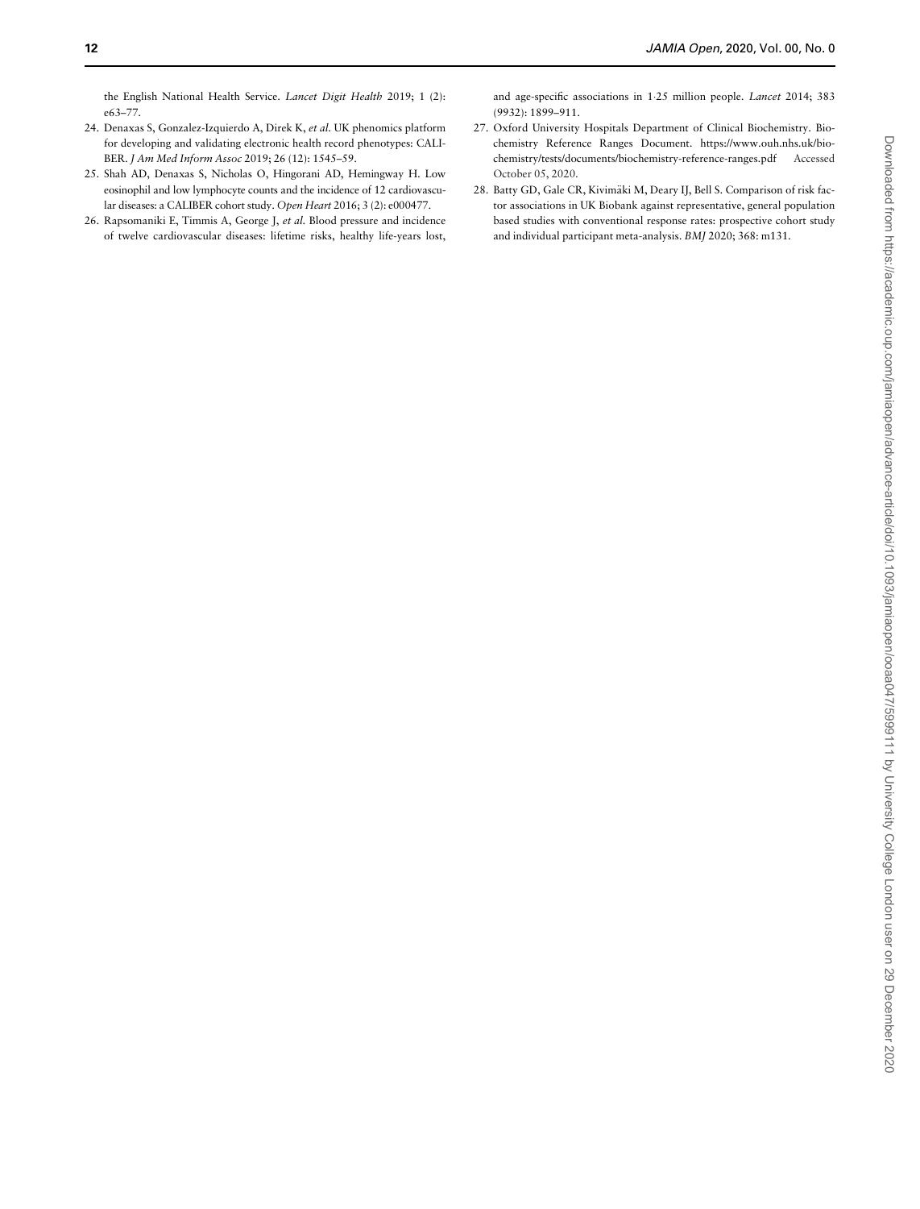the English National Health Service. *Lancet Digit Health* 2019; 1 (2): e63–77.

24. Denaxas S, Gonzalez-Izquierdo A, Direk K, *et al.* UK phenomics platform for developing and validating electronic health record phenotypes: CALIBER. *J Am Med Inform Assoc* 2019; 26 (12): 1545–59.
25. Shah AD, Denaxas S, Nicholas O, Hingorani AD, Hemingway H. Low eosinophil and low lymphocyte counts and the incidence of 12 cardiovascular diseases: a CALIBER cohort study. *Open Heart* 2016; 3 (2): e000477.
26. Rapsomaniki E, Timmis A, George J, *et al.* Blood pressure and incidence of twelve cardiovascular diseases: lifetime risks, healthy life-years lost, and age-specific associations in 1·25 million people. *Lancet* 2014; 383 (9932): 1899–911.
27. Oxford University Hospitals Department of Clinical Biochemistry. Biochemistry Reference Ranges Document. https://www.ouh.nhs.uk/biochemistry/tests/documents/biochemistry-reference-ranges.pdf Accessed October 05, 2020.
28. Batty GD, Gale CR, Kivimäki M, Deary IJ, Bell S. Comparison of risk factor associations in UK Biobank against representative, general population based studies with conventional response rates: prospective cohort study and individual participant meta-analysis. *BMJ* 2020; 368: m131.